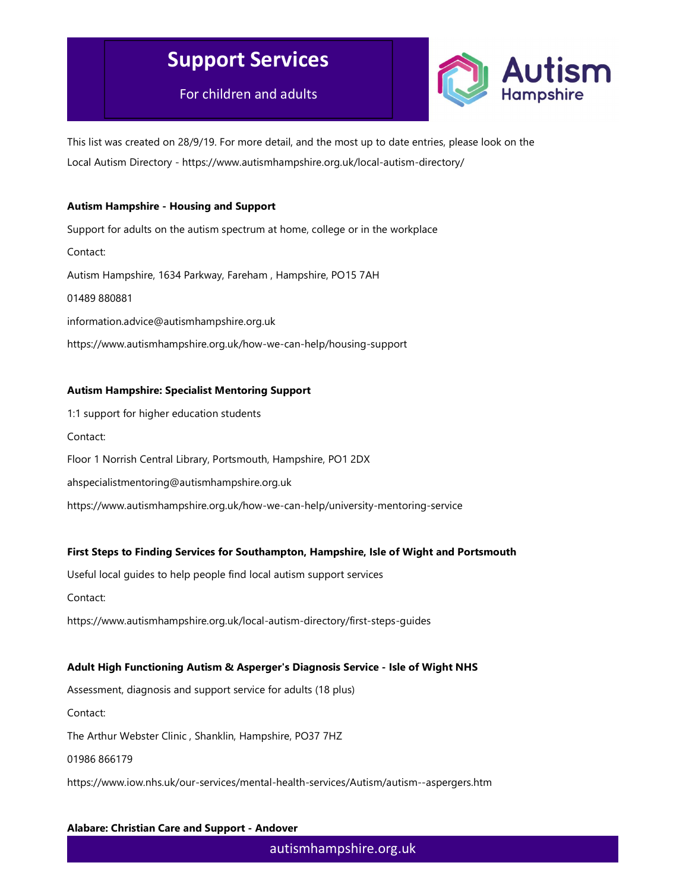# Support Services

For children and adults

This list was created on 28/9/19. For more detail, and the most up to date entries, please look on the Local Autism Directory - https://www.autismhampshire.org.uk/local-autism-directory/

**Autism Hampshire - Housing and Support**

Support for adults on the autism spectrum at home, college or in the workplace

Contact:

Autism Hampshire, 1634 Parkway, Fareham , Hampshire, PO15 7AH

01489 880881

information.advice@autismhampshire.org.uk

https://www.autismhampshire.org.uk/how-we-can-help/housing-support

**Autism Hampshire: Specialist Mentoring Support**

1:1 support for higher education students

Contact:

Floor 1 Norrish Central Library, Portsmouth, Hampshire, PO1 2DX

ahspecialistmentoring@autismhampshire.org.uk

https://www.autismhampshire.org.uk/how-we-can-help/university-mentoring-service

**First Steps to Finding Services for Southampton, Hampshire, Isle of Wight and Portsmouth**

Useful local guides to help people find local autism support services

Contact:

https://www.autismhampshire.org.uk/local-autism-directory/first-steps-guides

**Adult High Functioning Autism & Asperger's Diagnosis Service - Isle of Wight NHS**

Assessment, diagnosis and support service for adults (18 plus)

Contact:

The Arthur Webster Clinic , Shanklin, Hampshire, PO37 7HZ

01986 866179

https://www.iow.nhs.uk/our-services/mental-health-services/Autism/autism--aspergers.htm

**Alabare: Christian Care and Support - Andover**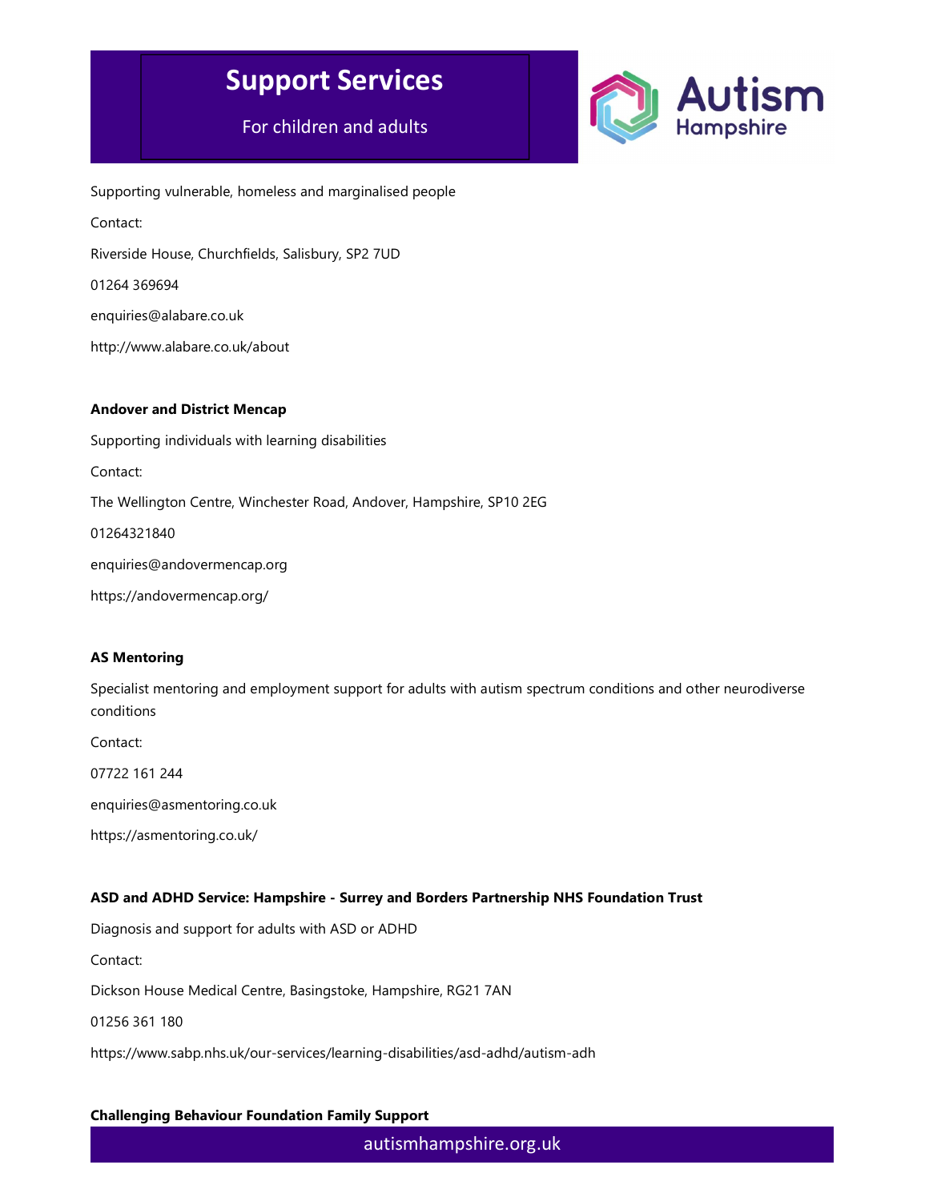Supporting vulnerable, homeless and marginalised people

Contact:

Riverside House, Churchfields, Salisbury, SP2 7UD

01264 369694

enquiries@alabare.co.uk

http://www.alabare.co.uk/about

**Andover and District Mencap**

Supporting individuals with learning disabilities

Contact:

The Wellington Centre, Winchester Road, Andover, Hampshire, SP10 2EG

01264321840

enquiries@andovermencap.org

https://andovermencap.org/

**AS Mentoring**

Specialist mentoring and employment support for adults with autism spectrum conditions and other neurodiverse conditions

Contact:

07722 161 244

enquiries@asmentoring.co.uk

https://asmentoring.co.uk/

**ASD and ADHD Service: Hampshire - Surrey and Borders Partnership NHS Foundation Trust**

Diagnosis and support for adults with ASD or ADHD

Contact:

Dickson House Medical Centre, Basingstoke, Hampshire, RG21 7AN

01256 361 180

https://www.sabp.nhs.uk/our-services/learning-disabilities/asd-adhd/autism-adh

**Challenging Behaviour Foundation Family Support**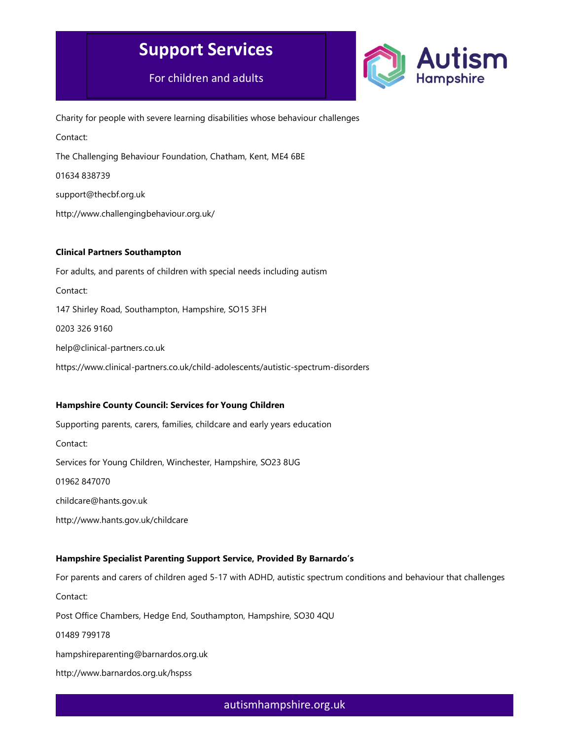Charity for people with severe learning disabilities whose behaviour challenges

Contact:

The Challenging Behaviour Foundation, Chatham, Kent, ME4 6BE

01634 838739

support@thecbf.org.uk

http://www.challengingbehaviour.org.uk/

**Clinical Partners Southampton**

For adults, and parents of children with special needs including autism

Contact:

147 Shirley Road, Southampton, Hampshire, SO15 3FH

0203 326 9160

help@clinical-partners.co.uk

https://www.clinical-partners.co.uk/child-adolescents/autistic-spectrum-disorders

**Hampshire County Council: Services for Young Children**

Supporting parents, carers, families, childcare and early years education

Contact:

Services for Young Children, Winchester, Hampshire, SO23 8UG

01962 847070

childcare@hants.gov.uk

http://www.hants.gov.uk/childcare

**Hampshire Specialist Parenting Support Service, Provided By Barnardo's**

For parents and carers of children aged 5-17 with ADHD, autistic spectrum conditions and behaviour that challenges

Contact:

Post Office Chambers, Hedge End, Southampton, Hampshire, SO30 4QU

01489 799178

hampshireparenting@barnardos.org.uk

http://www.barnardos.org.uk/hspss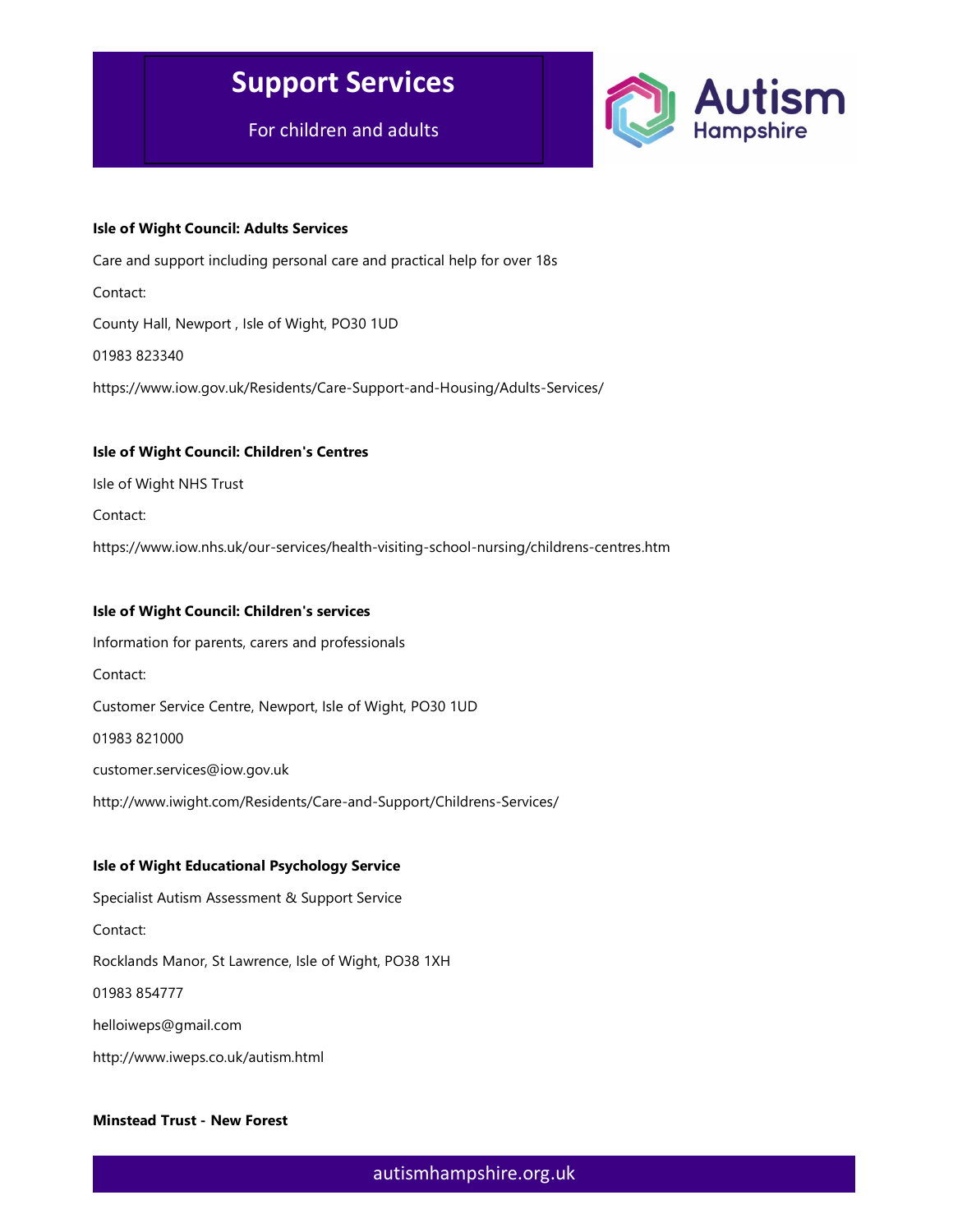**Isle of Wight Council: Adults Services**

Care and support including personal care and practical help for over 18s

Contact:

County Hall, Newport , Isle of Wight, PO30 1UD

01983 823340

https://www.iow.gov.uk/Residents/Care-Support-and-Housing/Adults-Services/

**Isle of Wight Council: Children's Centres**

Isle of Wight NHS Trust

Contact:

https://www.iow.nhs.uk/our-services/health-visiting-school-nursing/childrens-centres.htm

**Isle of Wight Council: Children's services**

Information for parents, carers and professionals

Contact:

Customer Service Centre, Newport, Isle of Wight, PO30 1UD

01983 821000

customer.services@iow.gov.uk

http://www.iwight.com/Residents/Care-and-Support/Childrens-Services/

**Isle of Wight Educational Psychology Service**

Specialist Autism Assessment & Support Service

Contact:

Rocklands Manor, St Lawrence, Isle of Wight, PO38 1XH

01983 854777

helloiweps@gmail.com

http://www.iweps.co.uk/autism.html

**Minstead Trust - New Forest**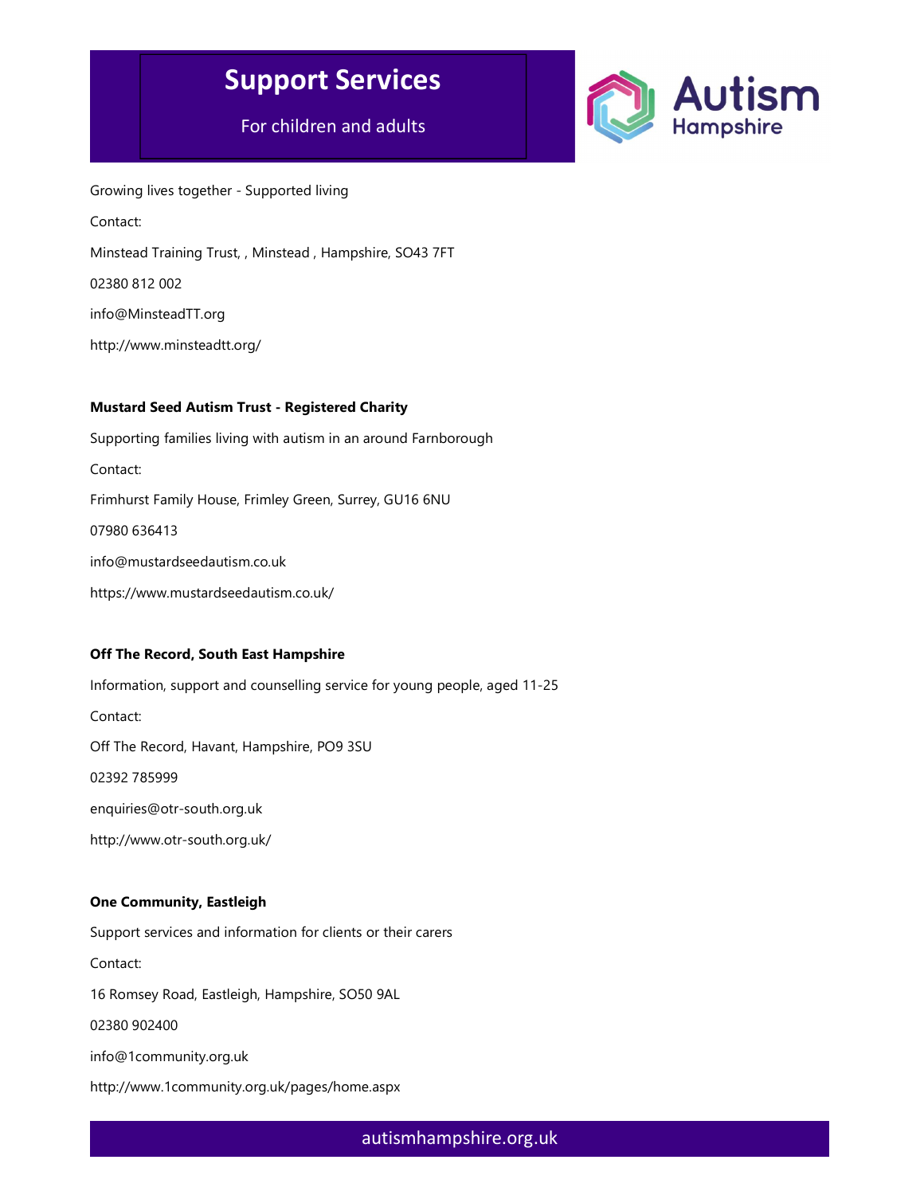Growing lives together - Supported living

Contact:

Minstead Training Trust, , Minstead , Hampshire, SO43 7FT

02380 812 002

info@MinsteadTT.org

http://www.minsteadtt.org/

**Mustard Seed Autism Trust - Registered Charity**

Supporting families living with autism in an around Farnborough

Contact:

Frimhurst Family House, Frimley Green, Surrey, GU16 6NU

07980 636413

info@mustardseedautism.co.uk

https://www.mustardseedautism.co.uk/

**Off The Record, South East Hampshire**

Information, support and counselling service for young people, aged 11-25

Contact:

Off The Record, Havant, Hampshire, PO9 3SU

02392 785999

enquiries@otr-south.org.uk

http://www.otr-south.org.uk/

**One Community, Eastleigh**

Support services and information for clients or their carers

Contact:

16 Romsey Road, Eastleigh, Hampshire, SO50 9AL

02380 902400

info@1community.org.uk

http://www.1community.org.uk/pages/home.aspx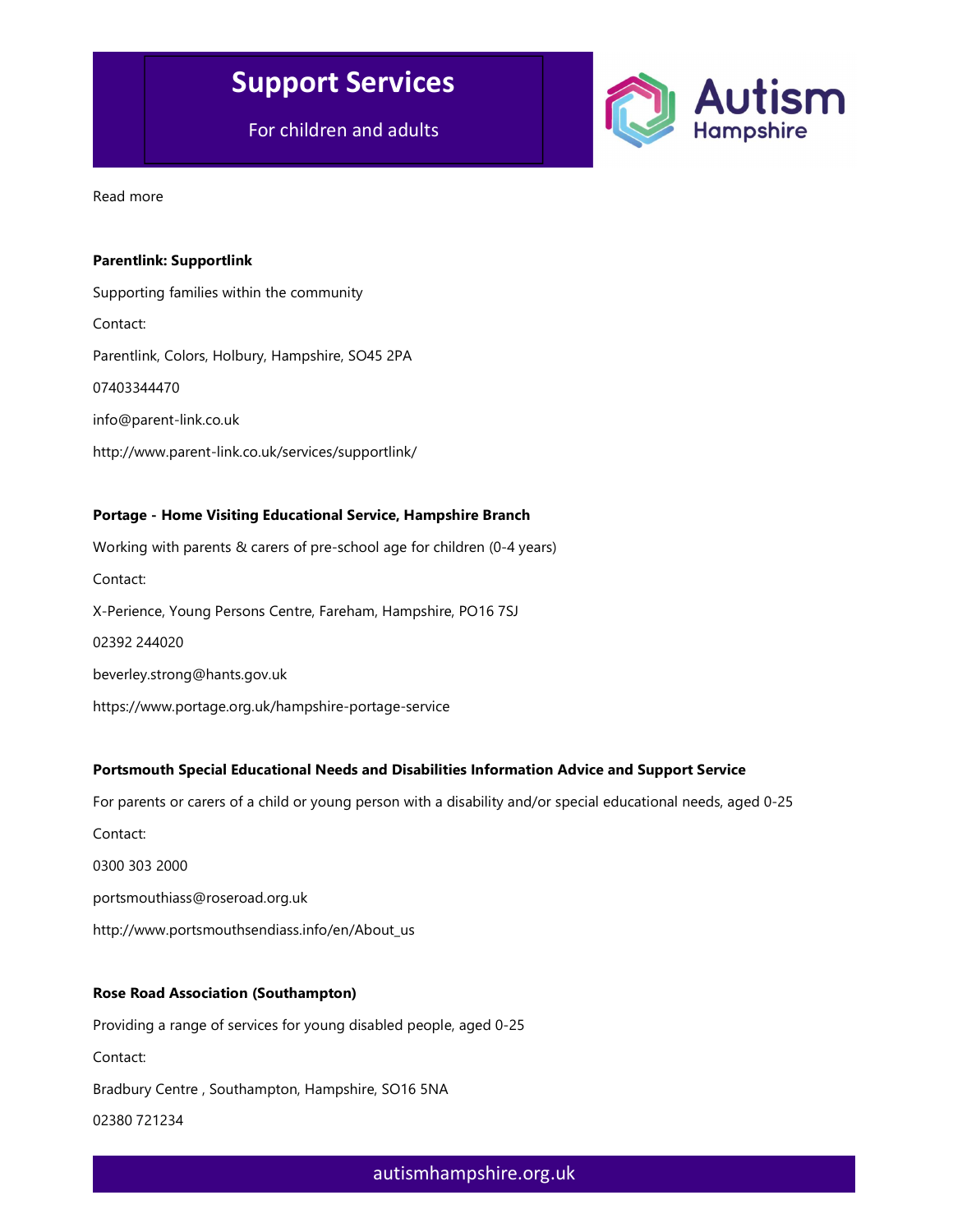Read more

**Parentlink: Supportlink**

Supporting families within the community

Contact:

Parentlink, Colors, Holbury, Hampshire, SO45 2PA

07403344470

info@parent-link.co.uk

http://www.parent-link.co.uk/services/supportlink/

**Portage - Home Visiting Educational Service, Hampshire Branch**

Working with parents & carers of pre-school age for children (0-4 years)

Contact:

X-Perience, Young Persons Centre, Fareham, Hampshire, PO16 7SJ

02392 244020

beverley.strong@hants.gov.uk

https://www.portage.org.uk/hampshire-portage-service

**Portsmouth Special Educational Needs and Disabilities Information Advice and Support Service**

For parents or carers of a child or young person with a disability and/or special educational needs, aged 0-25

Contact:

0300 303 2000

portsmouthiass@roseroad.org.uk

http://www.portsmouthsendiass.info/en/About_us

**Rose Road Association (Southampton)**

Providing a range of services for young disabled people, aged 0-25

Contact:

Bradbury Centre , Southampton, Hampshire, SO16 5NA

02380 721234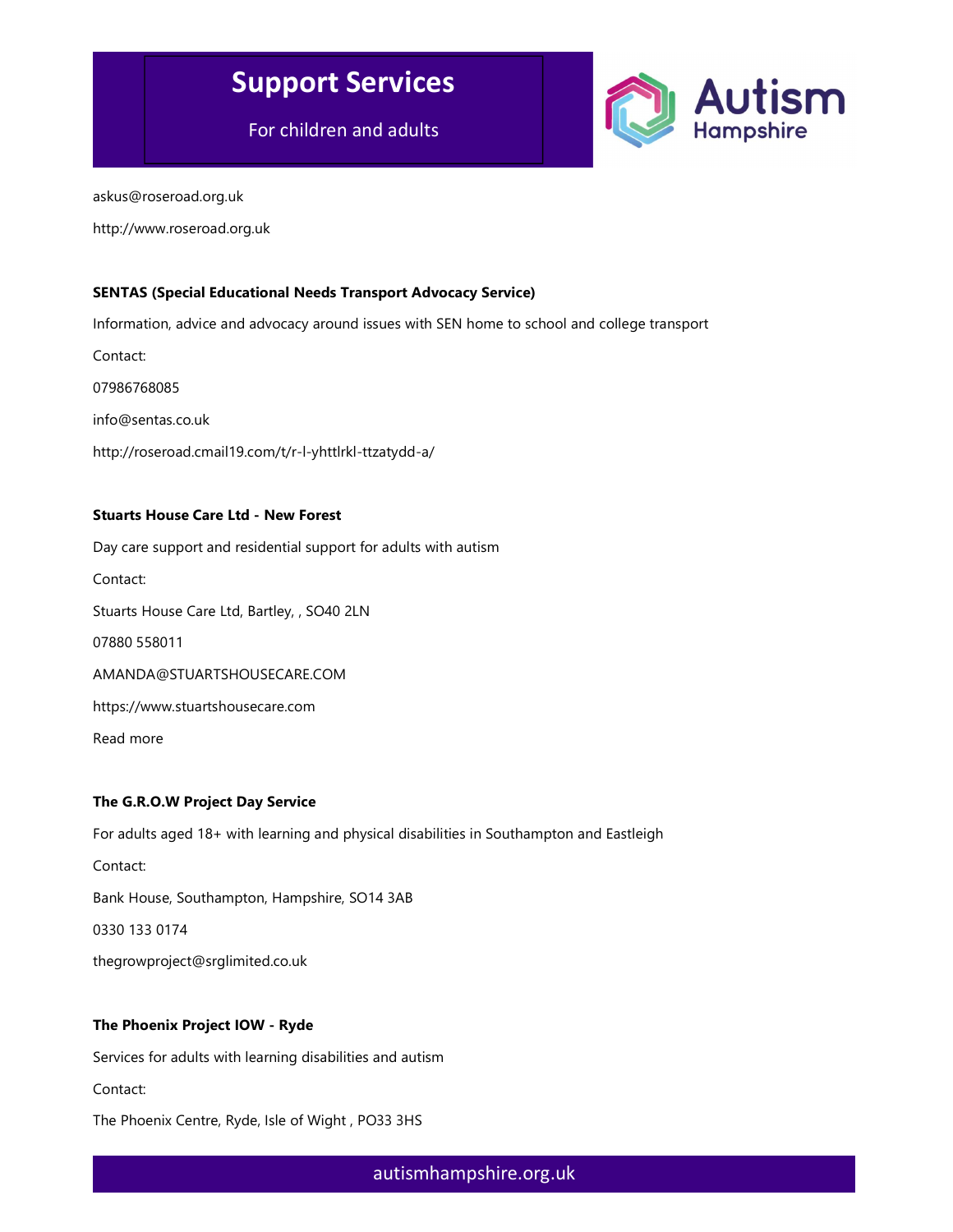askus@roseroad.org.uk

http://www.roseroad.org.uk

**SENTAS (Special Educational Needs Transport Advocacy Service)**

Information, advice and advocacy around issues with SEN home to school and college transport

Contact:

07986768085

info@sentas.co.uk

http://roseroad.cmail19.com/t/r-l-yhttlrkl-ttzatydd-a/

**Stuarts House Care Ltd - New Forest**

Day care support and residential support for adults with autism

Contact:

Stuarts House Care Ltd, Bartley, , SO40 2LN

07880 558011

AMANDA@STUARTSHOUSECARE.COM

https://www.stuartshousecare.com

Read more

**The G.R.O.W Project Day Service**

For adults aged 18+ with learning and physical disabilities in Southampton and Eastleigh

Contact:

Bank House, Southampton, Hampshire, SO14 3AB

0330 133 0174

thegrowproject@srglimited.co.uk

**The Phoenix Project IOW - Ryde**

Services for adults with learning disabilities and autism

Contact:

The Phoenix Centre, Ryde, Isle of Wight , PO33 3HS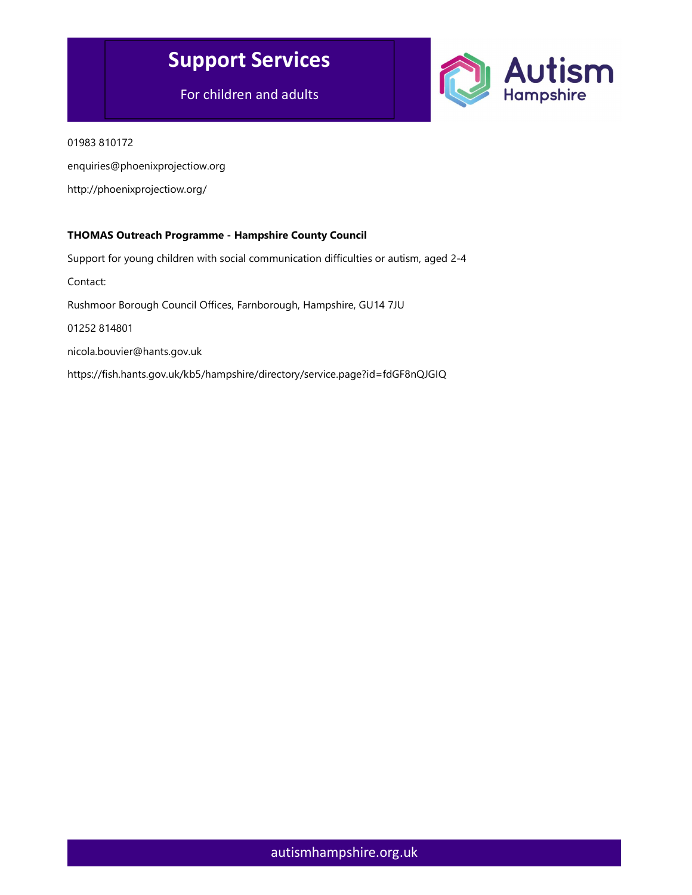01983 810172

enquiries@phoenixprojectiow.org

http://phoenixprojectiow.org/

**THOMAS Outreach Programme - Hampshire County Council**

Support for young children with social communication difficulties or autism, aged 2-4

Contact:

Rushmoor Borough Council Offices, Farnborough, Hampshire, GU14 7JU

01252 814801

nicola.bouvier@hants.gov.uk

https://fish.hants.gov.uk/kb5/hampshire/directory/service.page?id=fdGF8nQJGIQ